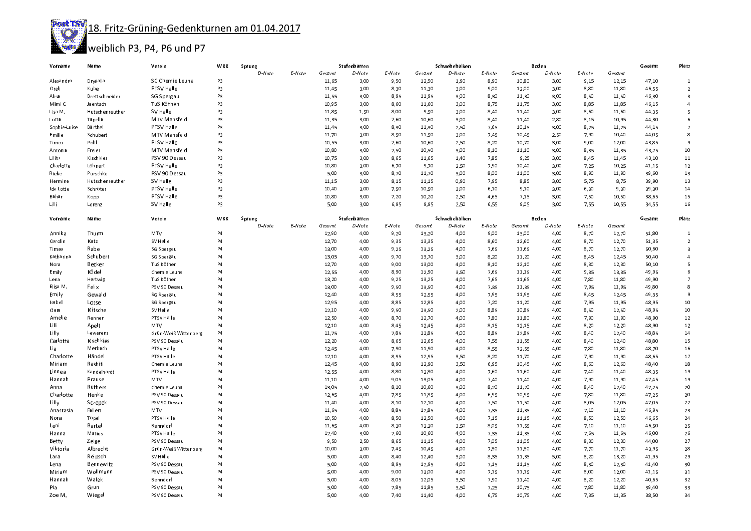# 18. Fritz-Grüning-Gedenkturnen am 01.04.2017

## weiblich P3, P4, P6 und P7

| Vorname | Name | Verein | WKK | Sprung | | | Stufenbarren | | | Schwebebalken | | | Boden | | | Gesamt | Platz |
|---|---|---|---|---|---|---|---|---|---|---|---|---|---|---|---|---|---|
| | | | | D-Note | E-Note | Gesamt | D-Note | E-Note | Gesamt | D-Note | E-Note | Gesamt | D-Note | E-Note | Gesamt | | |
| Alexandra | Drygalla | SC Chemie Leuna | P3 | | | 11,65 | 3,00 | 9,50 | 12,50 | 1,90 | 8,90 | 10,80 | 3,00 | 9,15 | 12,15 | 47,10 | 1 |
| Oreli | Kube | PTSV Halle | P3 | | | 11,45 | 3,00 | 8,30 | 11,30 | 3,00 | 9,00 | 12,00 | 3,00 | 8,80 | 11,80 | 46,55 | 2 |
| Alisa | Brettschneider | SG Spergau | P3 | | | 11,55 | 3,00 | 8,95 | 11,95 | 3,00 | 8,30 | 11,30 | 3,00 | 8,50 | 11,50 | 46,30 | 3 |
| Mimi C. | Jaentsch | TuS Köthen | P3 | | | 10,95 | 3,00 | 8,60 | 11,60 | 3,00 | 8,75 | 11,75 | 3,00 | 8,85 | 11,85 | 46,15 | 4 |
| Lisa M. | Hutschenreuther | SV Halle | P3 | | | 11,85 | 1,50 | 8,00 | 9,50 | 3,00 | 8,40 | 11,40 | 3,00 | 8,60 | 11,60 | 44,35 | 5 |
| Lotta | Tapella | MTV Mansfeld | P3 | | | 11,35 | 3,00 | 7,60 | 10,60 | 3,00 | 8,40 | 11,40 | 2,80 | 8,15 | 10,95 | 44,30 | 6 |
| Sophie-Luise | Bärthel | PTSV Halle | P3 | | | 11,45 | 3,00 | 8,30 | 11,30 | 2,50 | 7,65 | 10,15 | 3,00 | 8,25 | 11,25 | 44,15 | 7 |
| Emilie | Schubert | MTV Mansfeld | P3 | | | 11,70 | 3,00 | 8,50 | 11,50 | 3,00 | 7,45 | 10,45 | 2,50 | 7,90 | 10,40 | 44,05 | 8 |
| Timea | Pohl | PTSV Halle | P3 | | | 10,55 | 3,00 | 7,60 | 10,60 | 2,50 | 8,20 | 10,70 | 3,00 | 9,00 | 12,00 | 43,85 | 9 |
| Antonia | Freier | MTV Mansfeld | P3 | | | 10,80 | 3,00 | 7,50 | 10,50 | 3,00 | 8,10 | 11,10 | 3,00 | 8,35 | 11,35 | 43,75 | 10 |
| Lilita | Kischkies | PSV 90 Dessau | P3 | | | 10,75 | 3,00 | 8,65 | 11,65 | 1,40 | 7,85 | 9,25 | 3,00 | 8,45 | 11,45 | 43,10 | 11 |
| Charlotte | Löhnert | PTSV Halle | P3 | | | 10,80 | 3,00 | 6,70 | 9,70 | 2,50 | 7,90 | 10,40 | 3,00 | 7,25 | 10,25 | 41,15 | 12 |
| Rieke | Purschke | PSV 90 Dessau | P3 | | | 5,00 | 3,00 | 8,70 | 11,70 | 3,00 | 8,00 | 11,00 | 3,00 | 8,90 | 11,90 | 39,60 | 13 |
| Hermine | Hutschenreuther | SV Halle | P3 | | | 11,15 | 3,00 | 8,15 | 11,15 | 0,90 | 7,95 | 8,85 | 3,00 | 5,75 | 8,75 | 39,90 | 13 |
| Ida Lotte | Schröter | PTSV Halle | P3 | | | 10,40 | 3,00 | 7,50 | 10,50 | 3,00 | 6,10 | 9,10 | 3,00 | 6,30 | 9,30 | 39,30 | 14 |
| Bahar | Kopp | PTSV Halle | P3 | | | 10,80 | 3,00 | 7,20 | 10,20 | 2,50 | 4,65 | 7,15 | 3,00 | 7,50 | 10,50 | 38,65 | 15 |
| Lilli | Lorenz | SV Halle | P3 | | | 5,00 | 3,00 | 6,95 | 9,95 | 2,50 | 6,55 | 9,05 | 3,00 | 7,55 | 10,55 | 34,55 | 16 |

| Vorname | Name | Verein | WKK | Sprung | | | Stufenbarren | | | Schwebebalken | | | Boden | | | Gesamt | Platz |
|---|---|---|---|---|---|---|---|---|---|---|---|---|---|---|---|---|---|
| | | | | D-Note | E-Note | Gesamt | D-Note | E-Note | Gesamt | D-Note | E-Note | Gesamt | D-Note | E-Note | Gesamt | | |
| Annika | Thurm | MTV | P4 | | | 12,90 | 4,00 | 9,20 | 13,20 | 4,00 | 9,00 | 13,00 | 4,00 | 8,70 | 12,70 | 51,80 | 1 |
| Carolin | Katz | SV Halle | P4 | | | 12,70 | 4,00 | 9,35 | 13,35 | 4,00 | 8,60 | 12,60 | 4,00 | 8,70 | 12,70 | 51,35 | 2 |
| Timea | Rabe | SG Spergau | P4 | | | 13,00 | 4,00 | 9,25 | 13,25 | 4,00 | 7,65 | 11,65 | 4,00 | 8,70 | 12,70 | 50,60 | 3 |
| Katharina | Schubert | SG Spergau | P4 | | | 13,05 | 4,00 | 9,70 | 13,70 | 3,00 | 8,20 | 11,20 | 4,00 | 8,45 | 12,45 | 50,40 | 4 |
| Nora | Becker | TuS Köthen | P4 | | | 12,70 | 4,00 | 9,00 | 13,00 | 4,00 | 8,10 | 12,10 | 4,00 | 8,30 | 12,30 | 50,10 | 5 |
| Emily | Ködel | Chemie Leuna | P4 | | | 12,55 | 4,00 | 8,90 | 12,90 | 3,50 | 7,65 | 11,15 | 4,00 | 9,35 | 13,35 | 49,95 | 6 |
| Lena | Hartwig | TuS Köthen | P4 | | | 13,20 | 4,00 | 9,25 | 13,25 | 4,00 | 7,65 | 11,65 | 4,00 | 7,80 | 11,80 | 49,90 | 7 |
| Elisa M. | Felix | PSV 90 Dessau | P4 | | | 13,00 | 4,00 | 9,50 | 13,50 | 4,00 | 7,35 | 11,35 | 4,00 | 7,95 | 11,95 | 49,80 | 8 |
| Emily | Gewald | SG Spergau | P4 | | | 12,40 | 4,00 | 8,55 | 12,55 | 4,00 | 7,95 | 11,95 | 4,00 | 8,45 | 12,45 | 49,35 | 9 |
| Isabell | Losse | SG Spergau | P4 | | | 12,95 | 4,00 | 8,85 | 12,85 | 4,00 | 7,20 | 11,20 | 4,00 | 7,95 | 11,95 | 48,95 | 10 |
| Clara | Klitsche | SV Halle | P4 | | | 12,10 | 4,00 | 9,50 | 13,50 | 2,00 | 8,85 | 10,85 | 4,00 | 8,50 | 12,50 | 48,95 | 10 |
| Amelie | Renner | PTSV Halle | P4 | | | 12,50 | 4,00 | 8,70 | 12,70 | 4,00 | 7,80 | 11,80 | 4,00 | 7,90 | 11,90 | 48,90 | 12 |
| Lilli | Apelt | MTV | P4 | | | 12,10 | 4,00 | 8,45 | 12,45 | 4,00 | 8,15 | 12,15 | 4,00 | 8,20 | 12,20 | 48,90 | 12 |
| Lilly | Lewerenz | Grün-Weiß Wittenberg | P4 | | | 11,75 | 4,00 | 7,85 | 11,85 | 4,00 | 8,85 | 12,85 | 4,00 | 8,40 | 12,40 | 48,85 | 14 |
| Carlotta | Kischkies | PSV 90 Dessau | P4 | | | 12,20 | 4,00 | 8,65 | 12,65 | 4,00 | 7,55 | 11,55 | 4,00 | 8,40 | 12,40 | 48,80 | 15 |
| Lia | Merbach | PTSV Halle | P4 | | | 12,45 | 4,00 | 7,90 | 11,90 | 4,00 | 8,55 | 12,55 | 4,00 | 7,80 | 11,80 | 48,70 | 16 |
| Charlotte | Händel | PTSV Halle | P4 | | | 12,10 | 4,00 | 8,95 | 12,95 | 3,50 | 8,20 | 11,70 | 4,00 | 7,90 | 11,90 | 48,65 | 17 |
| Miriam | Rashiti | Chemie Leuna | P4 | | | 12,45 | 4,00 | 8,90 | 12,90 | 3,50 | 6,95 | 10,45 | 4,00 | 8,60 | 12,60 | 48,40 | 18 |
| Linnea | Kandelhardt | PTSV Halle | P4 | | | 12,55 | 4,00 | 8,80 | 12,80 | 4,00 | 7,60 | 11,60 | 4,00 | 7,40 | 11,40 | 48,35 | 19 |
| Hannah | Prause | MTV | P4 | | | 11,10 | 4,00 | 9,05 | 13,05 | 4,00 | 7,40 | 11,40 | 4,00 | 7,90 | 11,90 | 47,45 | 19 |
| Anna | Rüthers | Chemie Leuna | P4 | | | 13,05 | 2,50 | 8,10 | 10,60 | 3,00 | 8,20 | 11,20 | 4,00 | 8,40 | 12,40 | 47,25 | 20 |
| Charlotte | Henke | PSV 90 Dessau | P4 | | | 12,65 | 4,00 | 7,85 | 11,85 | 4,00 | 6,95 | 10,95 | 4,00 | 7,80 | 11,80 | 47,25 | 20 |
| Lilly | Sczepek | PSV 90 Dessau | P4 | | | 11,40 | 4,00 | 8,10 | 12,10 | 4,00 | 7,50 | 11,50 | 4,00 | 8,05 | 12,05 | 47,05 | 22 |
| Anastasia | Fallert | MTV | P4 | | | 11,65 | 4,00 | 8,85 | 12,85 | 4,00 | 7,35 | 11,35 | 4,00 | 7,10 | 11,10 | 46,95 | 23 |
| Nora | Töpel | PTSV Halle | P4 | | | 10,50 | 4,00 | 8,50 | 12,50 | 4,00 | 7,15 | 11,15 | 4,00 | 8,50 | 12,50 | 46,65 | 24 |
| Leni | Bartel | Benndorf | P4 | | | 11,65 | 4,00 | 8,20 | 12,20 | 3,50 | 8,05 | 11,55 | 4,00 | 7,10 | 11,10 | 46,50 | 25 |
| Hanna | Matius | PTSV Halle | P4 | | | 12,40 | 3,00 | 7,60 | 10,60 | 4,00 | 7,35 | 11,35 | 4,00 | 7,65 | 11,65 | 46,00 | 26 |
| Betty | Zeige | PSV 90 Dessau | P4 | | | 9,50 | 2,50 | 8,65 | 11,15 | 4,00 | 7,05 | 11,05 | 4,00 | 8,30 | 12,30 | 44,00 | 27 |
| Viktoria | Albrecht | Grün-Weiß Wittenberg | P4 | | | 10,00 | 3,00 | 7,45 | 10,45 | 4,00 | 7,80 | 11,80 | 4,00 | 7,70 | 11,70 | 43,95 | 28 |
| Lara | Reipsch | SV Halle | P4 | | | 5,00 | 4,00 | 8,40 | 12,40 | 3,00 | 8,35 | 11,35 | 5,00 | 8,20 | 13,20 | 41,95 | 29 |
| Lena | Bennewitz | PSV 90 Dessau | P4 | | | 5,00 | 4,00 | 8,95 | 12,95 | 4,00 | 7,15 | 11,15 | 4,00 | 8,30 | 12,30 | 41,40 | 30 |
| Miriam | Wollmann | PSV 90 Dessau | P4 | | | 5,00 | 4,00 | 9,00 | 13,00 | 4,00 | 7,15 | 11,15 | 4,00 | 8,00 | 12,00 | 41,15 | 31 |
| Hannah | Walek | Benndorf | P4 | | | 5,00 | 4,00 | 8,05 | 12,05 | 3,50 | 7,90 | 11,40 | 4,00 | 8,20 | 12,20 | 40,65 | 32 |
| Pia | Grun | PSV 90 Dessau | P4 | | | 5,00 | 4,00 | 7,85 | 11,85 | 3,50 | 7,25 | 10,75 | 4,00 | 7,80 | 11,80 | 39,40 | 33 |
| Zoe M. | Wiegel | PSV 90 Dessau | P4 | | | 5,00 | 4,00 | 7,40 | 11,40 | 4,00 | 6,75 | 10,75 | 4,00 | 7,35 | 11,35 | 38,50 | 34 |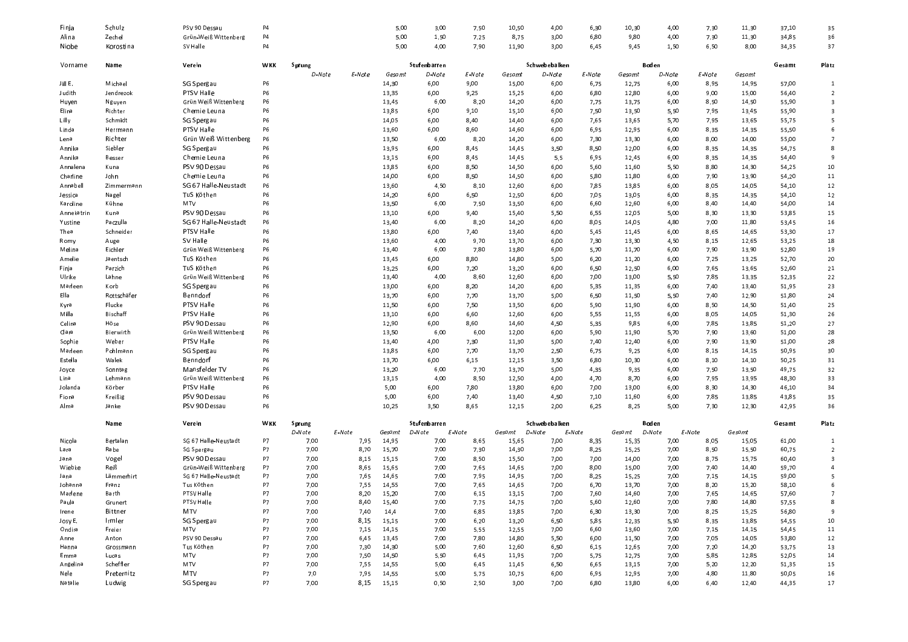| | | | | | | | | | | | | | | | | | |
|---|---|---|---|---|---|---|---|---|---|---|---|---|---|---|---|---|---|
| Finja | Schulz | PSV 90 Dessau | P4 | | | 5,00 | 3,00 | 7,50 | 10,50 | 4,00 | 6,30 | 10,30 | 4,00 | 7,30 | 11,30 | 37,10 | 35 |
| Alina | Zechel | Grün-Weiß Wittenberg | P4 | | | 5,00 | 1,50 | 7,25 | 8,75 | 3,00 | 6,80 | 9,80 | 4,00 | 7,30 | 11,30 | 34,85 | 36 |
| Niobe | Korostina | SV Halle | P4 | | | 5,00 | 4,00 | 7,90 | 11,90 | 3,00 | 6,45 | 9,45 | 1,50 | 6,50 | 8,00 | 34,35 | 37 |

| Vorname | Name | Verein | WKK | Sprung | | | Stufenbarren | | | Schwebebalken | | | Boden | | | Gesamt | Platz |
|---|---|---|---|---|---|---|---|---|---|---|---|---|---|---|---|---|---|
| | | | | *D-Note* | *E-Note* | *Gesamt* | *D-Note* | *E-Note* | *Gesamt* | *D-Note* | *E-Note* | *Gesamt* | *D-Note* | *E-Note* | *Gesamt* | | |
| Jill E. | Michael | SG Spergau | P6 | | | 14,30 | 6,00 | 9,00 | 15,00 | 6,00 | 6,75 | 12,75 | 6,00 | 8,95 | 14,95 | 57,00 | 1 |
| Judith | Jendrezok | PTSV Halle | P6 | | | 13,35 | 6,00 | 9,25 | 15,25 | 6,00 | 6,80 | 12,80 | 6,00 | 9,00 | 15,00 | 56,40 | 2 |
| Huyen | Nguyen | Grün Weiß Wittenberg | P6 | | | 13,45 | 6,00 | 8,20 | 14,20 | 6,00 | 7,75 | 13,75 | 6,00 | 8,50 | 14,50 | 55,90 | 3 |
| Elina | Richter | Chemie Leuna | P6 | | | 13,85 | 6,00 | 9,10 | 15,10 | 6,00 | 7,50 | 13,50 | 5,50 | 7,95 | 13,45 | 55,90 | 3 |
| Lilly | Schmidt | SG Spergau | P6 | | | 14,05 | 6,00 | 8,40 | 14,40 | 6,00 | 7,65 | 13,65 | 5,70 | 7,95 | 13,65 | 55,75 | 5 |
| Linda | Herrmann | PTSV Halle | P6 | | | 13,60 | 6,00 | 8,60 | 14,60 | 6,00 | 6,95 | 12,95 | 6,00 | 8,35 | 14,35 | 55,50 | 6 |
| Lena | Richter | Grün Weiß Wittenberg | P6 | | | 13,50 | 6,00 | 8,20 | 14,20 | 6,00 | 7,30 | 13,30 | 6,00 | 8,00 | 14,00 | 55,00 | 7 |
| Annika | Siebler | SG Spergau | P6 | | | 13,95 | 6,00 | 8,45 | 14,45 | 3,50 | 8,50 | 12,00 | 6,00 | 8,35 | 14,35 | 54,75 | 8 |
| Annika | Besser | Chemie Leuna | P6 | | | 13,15 | 6,00 | 8,45 | 14,45 | 5,5 | 6,95 | 12,45 | 6,00 | 8,35 | 14,35 | 54,40 | 9 |
| Annalena | Kuna | PSV 90 Dessau | P6 | | | 13,85 | 6,00 | 8,50 | 14,50 | 6,00 | 5,60 | 11,60 | 5,50 | 8,80 | 14,30 | 54,25 | 10 |
| Charline | John | Chemie Leuna | P6 | | | 14,00 | 6,00 | 8,50 | 14,50 | 6,00 | 5,80 | 11,80 | 6,00 | 7,90 | 13,90 | 54,20 | 11 |
| Annabell | Zimmermann | SG 67 Halle-Neustadt | P6 | | | 13,60 | 4,50 | 8,10 | 12,60 | 6,00 | 7,85 | 13,85 | 6,00 | 8,05 | 14,05 | 54,10 | 12 |
| Jessica | Nagel | TuS Köthen | P6 | | | 14,20 | 6,00 | 6,50 | 12,50 | 6,00 | 7,05 | 13,05 | 6,00 | 8,35 | 14,35 | 54,10 | 12 |
| Karoline | Kühne | MTV | P6 | | | 13,50 | 6,00 | 7,50 | 13,50 | 6,00 | 6,60 | 12,60 | 6,00 | 8,40 | 14,40 | 54,00 | 14 |
| Annekatrin | Kuna | PSV 90 Dessau | P6 | | | 13,10 | 6,00 | 9,40 | 15,40 | 5,50 | 6,55 | 12,05 | 5,00 | 8,30 | 13,30 | 53,85 | 15 |
| Yustine | Paczulla | SG 67 Halle-Neustadt | P6 | | | 13,40 | 6,00 | 8,20 | 14,20 | 6,00 | 8,05 | 14,05 | 4,80 | 7,00 | 11,80 | 53,45 | 16 |
| Thea | Schneider | PTSV Halle | P6 | | | 13,80 | 6,00 | 7,40 | 13,40 | 6,00 | 5,45 | 11,45 | 6,00 | 8,65 | 14,65 | 53,30 | 17 |
| Romy | Auge | SV Halle | P6 | | | 13,60 | 4,00 | 9,70 | 13,70 | 6,00 | 7,30 | 13,30 | 4,50 | 8,15 | 12,65 | 53,25 | 18 |
| Melina | Eichler | Grün Weiß Wittenberg | P6 | | | 13,40 | 6,00 | 7,80 | 13,80 | 6,00 | 5,70 | 11,70 | 6,00 | 7,90 | 13,90 | 52,80 | 19 |
| Amelie | Jaentsch | TuS Köthen | P6 | | | 13,45 | 6,00 | 8,80 | 14,80 | 5,00 | 6,20 | 11,20 | 6,00 | 7,25 | 13,25 | 52,70 | 20 |
| Finja | Parzich | TuS Köthen | P6 | | | 13,25 | 6,00 | 7,20 | 13,20 | 6,00 | 6,50 | 12,50 | 6,00 | 7,65 | 13,65 | 52,60 | 21 |
| Ulrike | Lahne | Grün Weiß Wittenberg | P6 | | | 13,40 | 4,00 | 8,60 | 12,60 | 6,00 | 7,00 | 13,00 | 5,50 | 7,85 | 13,35 | 52,35 | 22 |
| Marleen | Korb | SG Spergau | P6 | | | 13,00 | 6,00 | 8,20 | 14,20 | 6,00 | 5,35 | 11,35 | 6,00 | 7,40 | 13,40 | 51,95 | 23 |
| Ella | Rottschäfer | Benndorf | P6 | | | 13,70 | 6,00 | 7,70 | 13,70 | 5,00 | 6,50 | 11,50 | 5,50 | 7,40 | 12,90 | 51,80 | 24 |
| Kyra | Flucke | PTSV Halle | P6 | | | 11,50 | 6,00 | 7,50 | 13,50 | 6,00 | 5,90 | 11,90 | 6,00 | 8,50 | 14,50 | 51,40 | 25 |
| Milla | Bischaff | PTSV Halle | P6 | | | 13,10 | 6,00 | 6,60 | 12,60 | 6,00 | 5,55 | 11,55 | 6,00 | 8,05 | 14,05 | 51,30 | 26 |
| Celina | Höse | PSV 90 Dessau | P6 | | | 12,90 | 6,00 | 8,60 | 14,60 | 4,50 | 5,35 | 9,85 | 6,00 | 7,85 | 13,85 | 51,20 | 27 |
| Clara | Bierwirth | Grün Weiß Wittenberg | P6 | | | 13,50 | 6,00 | 6,00 | 12,00 | 6,00 | 5,90 | 11,90 | 5,70 | 7,90 | 13,60 | 51,00 | 28 |
| Sophie | Weber | PTSV Halle | P6 | | | 13,40 | 4,00 | 7,30 | 11,30 | 5,00 | 7,40 | 12,40 | 6,00 | 7,90 | 13,90 | 51,00 | 28 |
| Marleen | Pohlmann | SG Spergau | P6 | | | 13,85 | 6,00 | 7,70 | 13,70 | 2,50 | 6,75 | 9,25 | 6,00 | 8,15 | 14,15 | 50,95 | 30 |
| Estella | Walek | Benndorf | P6 | | | 13,70 | 6,00 | 6,15 | 12,15 | 3,50 | 6,80 | 10,30 | 6,00 | 8,10 | 14,10 | 50,25 | 31 |
| Joyce | Sonntag | Mansfelder TV | P6 | | | 13,20 | 6,00 | 7,70 | 13,70 | 5,00 | 4,35 | 9,35 | 6,00 | 7,50 | 13,50 | 49,75 | 32 |
| Lina | Lehmann | Grün Weiß Wittenberg | P6 | | | 13,15 | 4,00 | 8,50 | 12,50 | 4,00 | 4,70 | 8,70 | 6,00 | 7,95 | 13,95 | 48,30 | 33 |
| Jolanda | Körber | PTSV Halle | P6 | | | 5,00 | 6,00 | 7,80 | 13,80 | 6,00 | 7,00 | 13,00 | 6,00 | 8,30 | 14,30 | 46,10 | 34 |
| Fiona | Kreißig | PSV 90 Dessau | P6 | | | 5,00 | 6,00 | 7,40 | 13,40 | 4,50 | 7,10 | 11,60 | 6,00 | 7,85 | 13,85 | 43,85 | 35 |
| Alma | Janke | PSV 90 Dessau | P6 | | | 10,25 | 3,50 | 8,65 | 12,15 | 2,00 | 6,25 | 8,25 | 5,00 | 7,30 | 12,30 | 42,95 | 36 |

| | Name | Verein | WKK | Sprung | | | Stufenbarren | | | Schwebebalken | | | Boden | | | Gesamt | Platz |
|---|---|---|---|---|---|---|---|---|---|---|---|---|---|---|---|---|---|
| | | | | *D-Note* | *E-Note* | *Gesamt* | *D-Note* | *E-Note* | *Gesamt* | *D-Note* | *E-Note* | *Gesamt* | *D-Note* | *E-Note* | *Gesamt* | | |
| Nicola | Bertalan | SG 67 Halle-Neustadt | P7 | 7,00 | 7,95 | 14,95 | 7,00 | 8,65 | 15,65 | 7,00 | 8,35 | 15,35 | 7,00 | 8,05 | 15,05 | 61,00 | 1 |
| Lara | Rabe | SG Spergau | P7 | 7,00 | 8,70 | 15,70 | 7,00 | 7,30 | 14,30 | 7,00 | 8,25 | 15,25 | 7,00 | 8,50 | 15,50 | 60,75 | 2 |
| Jana | Vogel | PSV 90 Dessau | P7 | 7,00 | 8,15 | 15,15 | 7,00 | 8,50 | 15,50 | 7,00 | 7,00 | 14,00 | 7,00 | 8,75 | 15,75 | 60,40 | 3 |
| Wiebke | Reiß | Grün-Weiß Wittenberg | P7 | 7,00 | 8,65 | 15,65 | 7,00 | 7,65 | 14,65 | 7,00 | 8,00 | 15,00 | 7,00 | 7,40 | 14,40 | 59,70 | 4 |
| Jana | Lämmerhirt | SG 67 Halle-Neustadt | P7 | 7,00 | 7,65 | 14,65 | 7,00 | 7,95 | 14,95 | 7,00 | 8,25 | 15,25 | 7,00 | 7,15 | 14,15 | 59,00 | 5 |
| Johanna | Franz | Tus Köthen | P7 | 7,00 | 7,55 | 14,55 | 7,00 | 7,65 | 14,65 | 7,00 | 6,70 | 13,70 | 7,00 | 8,20 | 15,20 | 58,10 | 6 |
| Marlene | Barth | PTSV Halle | P7 | 7,00 | 8,20 | 15,20 | 7,00 | 6,15 | 13,15 | 7,00 | 7,60 | 14,60 | 7,00 | 7,65 | 14,65 | 57,60 | 7 |
| Paula | Grunert | PTSV Halle | P7 | 7,00 | 8,40 | 15,40 | 7,00 | 7,75 | 14,75 | 7,00 | 5,60 | 12,60 | 7,00 | 7,80 | 14,80 | 57,55 | 8 |
| Irene | Bittner | MTV | P7 | 7,00 | 7,40 | 14,4 | 7,00 | 6,85 | 13,85 | 7,00 | 6,30 | 13,30 | 7,00 | 8,25 | 15,25 | 56,80 | 9 |
| Josy E. | Irmler | SG Spergau | P7 | 7,00 | 8,15 | 15,15 | 7,00 | 6,20 | 13,20 | 6,50 | 5,85 | 12,35 | 5,50 | 8,35 | 13,85 | 54,55 | 10 |
| Ondira | Freier | MTV | P7 | 7,00 | 7,15 | 14,15 | 7,00 | 5,55 | 12,55 | 7,00 | 6,60 | 13,60 | 7,00 | 7,15 | 14,15 | 54,45 | 11 |
| Anne | Anton | PSV 90 Dessau | P7 | 7,00 | 6,45 | 13,45 | 7,00 | 7,80 | 14,80 | 5,50 | 6,00 | 11,50 | 7,00 | 7,05 | 14,05 | 53,80 | 12 |
| Hanna | Grossmann | Tus Köthen | P7 | 7,00 | 7,30 | 14,30 | 5,00 | 7,60 | 12,60 | 6,50 | 6,15 | 12,65 | 7,00 | 7,20 | 14,20 | 53,75 | 13 |
| Emma | Lucas | MTV | P7 | 7,00 | 7,50 | 14,50 | 5,50 | 6,45 | 11,95 | 7,00 | 5,75 | 12,75 | 7,00 | 5,85 | 12,85 | 52,05 | 14 |
| Angelina | Scheffler | MTV | P7 | 7,00 | 7,55 | 14,55 | 5,00 | 6,45 | 11,45 | 6,50 | 6,65 | 13,15 | 7,00 | 5,20 | 12,20 | 51,35 | 15 |
| Nele | Preternitz | MTV | P7 | 7,0 | 7,95 | 14,55 | 5,00 | 5,75 | 10,75 | 6,00 | 6,95 | 12,95 | 7,00 | 4,80 | 11,80 | 50,05 | 16 |
| Natalie | Ludwig | SG Spergau | P7 | 7,00 | 8,15 | 15,15 | 0,50 | 2,50 | 3,00 | 7,00 | 6,80 | 13,80 | 6,00 | 6,40 | 12,40 | 44,35 | 17 |